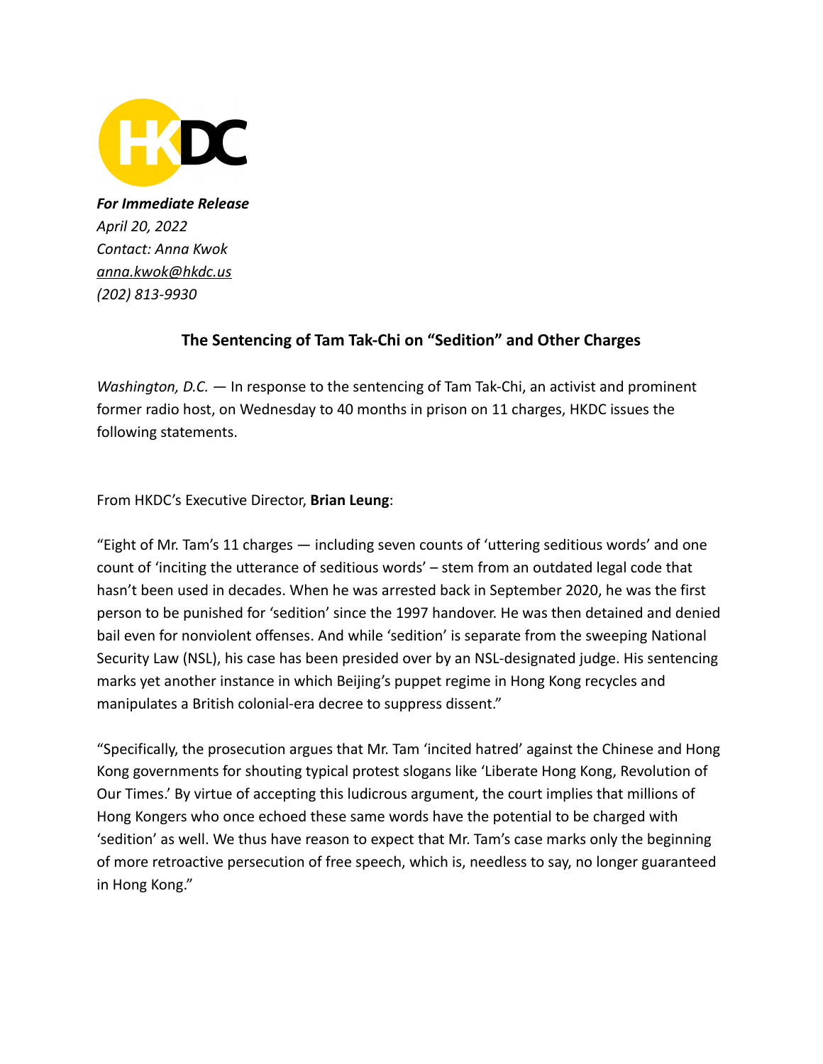***For Immediate Release***
*April 20, 2022*
*Contact: Anna Kwok*
*anna.kwok@hkdc.us*
*(202) 813-9930*

## The Sentencing of Tam Tak-Chi on "Sedition" and Other Charges

*Washington, D.C.* — In response to the sentencing of Tam Tak-Chi, an activist and prominent former radio host, on Wednesday to 40 months in prison on 11 charges, HKDC issues the following statements.

From HKDC's Executive Director, **Brian Leung**:

"Eight of Mr. Tam's 11 charges — including seven counts of 'uttering seditious words' and one count of 'inciting the utterance of seditious words' – stem from an outdated legal code that hasn't been used in decades. When he was arrested back in September 2020, he was the first person to be punished for 'sedition' since the 1997 handover. He was then detained and denied bail even for nonviolent offenses. And while 'sedition' is separate from the sweeping National Security Law (NSL), his case has been presided over by an NSL-designated judge. His sentencing marks yet another instance in which Beijing's puppet regime in Hong Kong recycles and manipulates a British colonial-era decree to suppress dissent."

"Specifically, the prosecution argues that Mr. Tam 'incited hatred' against the Chinese and Hong Kong governments for shouting typical protest slogans like 'Liberate Hong Kong, Revolution of Our Times.' By virtue of accepting this ludicrous argument, the court implies that millions of Hong Kongers who once echoed these same words have the potential to be charged with 'sedition' as well. We thus have reason to expect that Mr. Tam's case marks only the beginning of more retroactive persecution of free speech, which is, needless to say, no longer guaranteed in Hong Kong."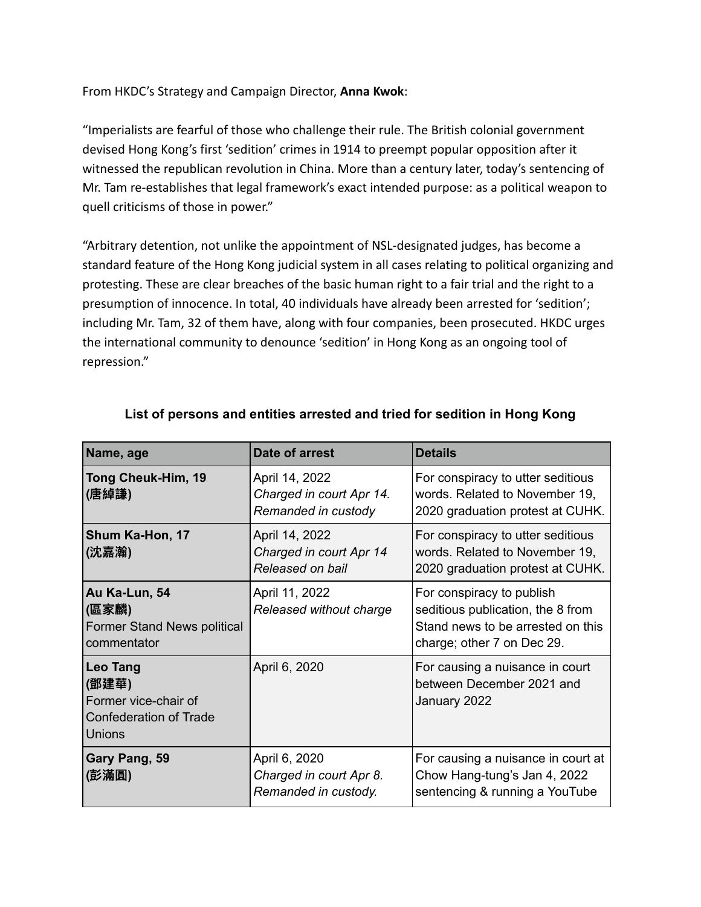From HKDC's Strategy and Campaign Director, **Anna Kwok**:

"Imperialists are fearful of those who challenge their rule. The British colonial government devised Hong Kong's first 'sedition' crimes in 1914 to preempt popular opposition after it witnessed the republican revolution in China. More than a century later, today's sentencing of Mr. Tam re-establishes that legal framework's exact intended purpose: as a political weapon to quell criticisms of those in power."

"Arbitrary detention, not unlike the appointment of NSL-designated judges, has become a standard feature of the Hong Kong judicial system in all cases relating to political organizing and protesting. These are clear breaches of the basic human right to a fair trial and the right to a presumption of innocence. In total, 40 individuals have already been arrested for 'sedition'; including Mr. Tam, 32 of them have, along with four companies, been prosecuted. HKDC urges the international community to denounce 'sedition' in Hong Kong as an ongoing tool of repression."

**List of persons and entities arrested and tried for sedition in Hong Kong**

| Name, age | Date of arrest | Details |
|---|---|---|
| **Tong Cheuk-Him, 19 (唐綽謙)** | April 14, 2022<br>*Charged in court Apr 14.*<br>*Remanded in custody* | For conspiracy to utter seditious words. Related to November 19, 2020 graduation protest at CUHK. |
| **Shum Ka-Hon, 17 (沈嘉瀚)** | April 14, 2022<br>*Charged in court Apr 14*<br>*Released on bail* | For conspiracy to utter seditious words. Related to November 19, 2020 graduation protest at CUHK. |
| **Au Ka-Lun, 54 (區家麟)**<br>Former Stand News political commentator | April 11, 2022<br>*Released without charge* | For conspiracy to publish seditious publication, the 8 from Stand news to be arrested on this charge; other 7 on Dec 29. |
| **Leo Tang (鄧建華)**<br>Former vice-chair of Confederation of Trade Unions | April 6, 2020 | For causing a nuisance in court between December 2021 and January 2022 |
| **Gary Pang, 59 (彭滿圓)** | April 6, 2020<br>*Charged in court Apr 8.*<br>*Remanded in custody.* | For causing a nuisance in court at Chow Hang-tung's Jan 4, 2022 sentencing & running a YouTube |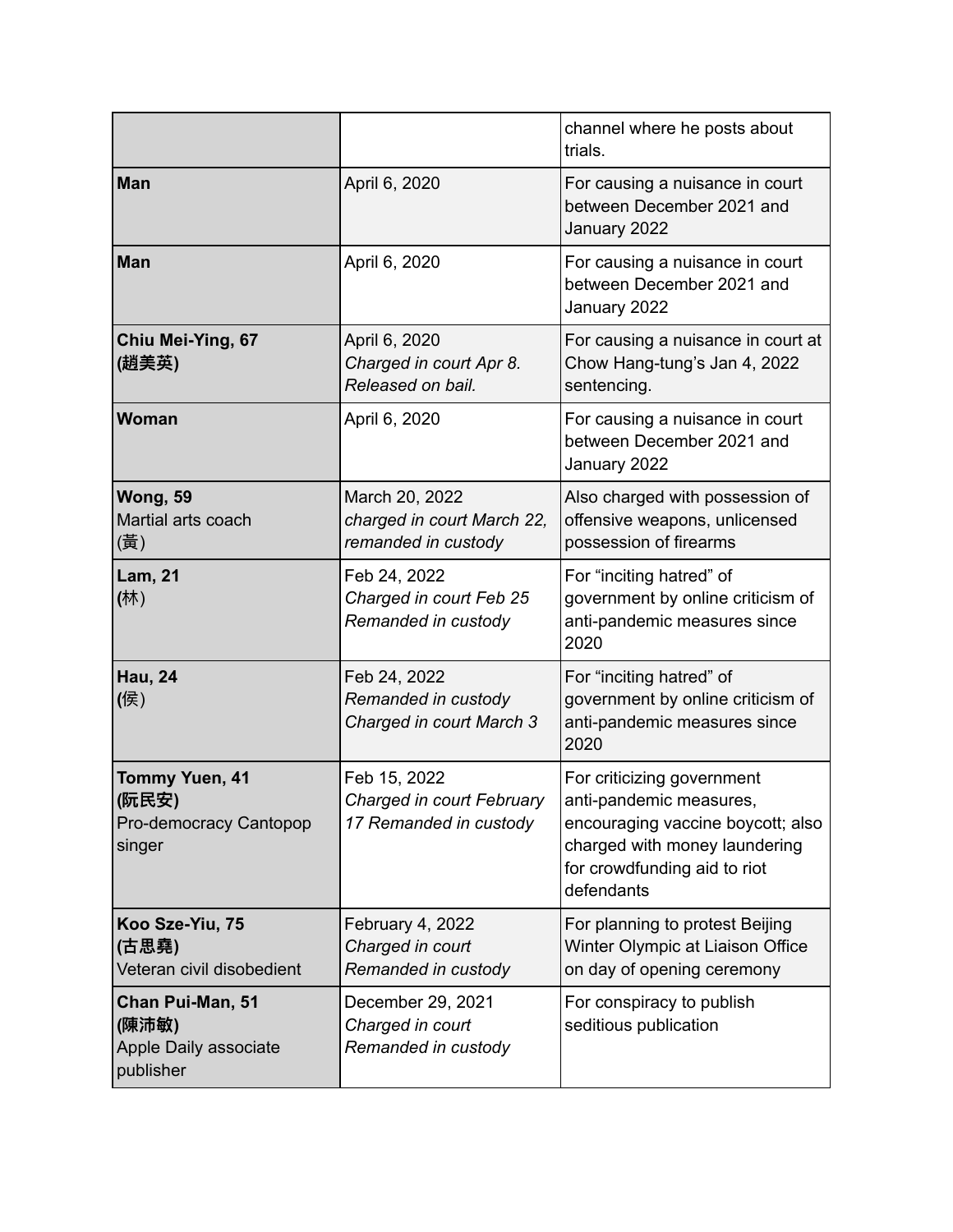| | | |
|---|---|---|
| | | channel where he posts about trials. |
| **Man** | April 6, 2020 | For causing a nuisance in court between December 2021 and January 2022 |
| **Man** | April 6, 2020 | For causing a nuisance in court between December 2021 and January 2022 |
| **Chiu Mei-Ying, 67 (趙美英)** | April 6, 2020 *Charged in court Apr 8. Released on bail.* | For causing a nuisance in court at Chow Hang-tung's Jan 4, 2022 sentencing. |
| **Woman** | April 6, 2020 | For causing a nuisance in court between December 2021 and January 2022 |
| **Wong, 59** Martial arts coach (黃) | March 20, 2022 *charged in court March 22, remanded in custody* | Also charged with possession of offensive weapons, unlicensed possession of firearms |
| **Lam, 21** **(**林) | Feb 24, 2022 *Charged in court Feb 25 Remanded in custody* | For "inciting hatred" of government by online criticism of anti-pandemic measures since 2020 |
| **Hau, 24** **(**侯) | Feb 24, 2022 *Remanded in custody Charged in court March 3* | For "inciting hatred" of government by online criticism of anti-pandemic measures since 2020 |
| **Tommy Yuen, 41 (阮民安)** Pro-democracy Cantopop singer | Feb 15, 2022 *Charged in court February 17 Remanded in custody* | For criticizing government anti-pandemic measures, encouraging vaccine boycott; also charged with money laundering for crowdfunding aid to riot defendants |
| **Koo Sze-Yiu, 75 (古思堯)** Veteran civil disobedient | February 4, 2022 *Charged in court Remanded in custody* | For planning to protest Beijing Winter Olympic at Liaison Office on day of opening ceremony |
| **Chan Pui-Man, 51 (陳沛敏)** Apple Daily associate publisher | December 29, 2021 *Charged in court Remanded in custody* | For conspiracy to publish seditious publication |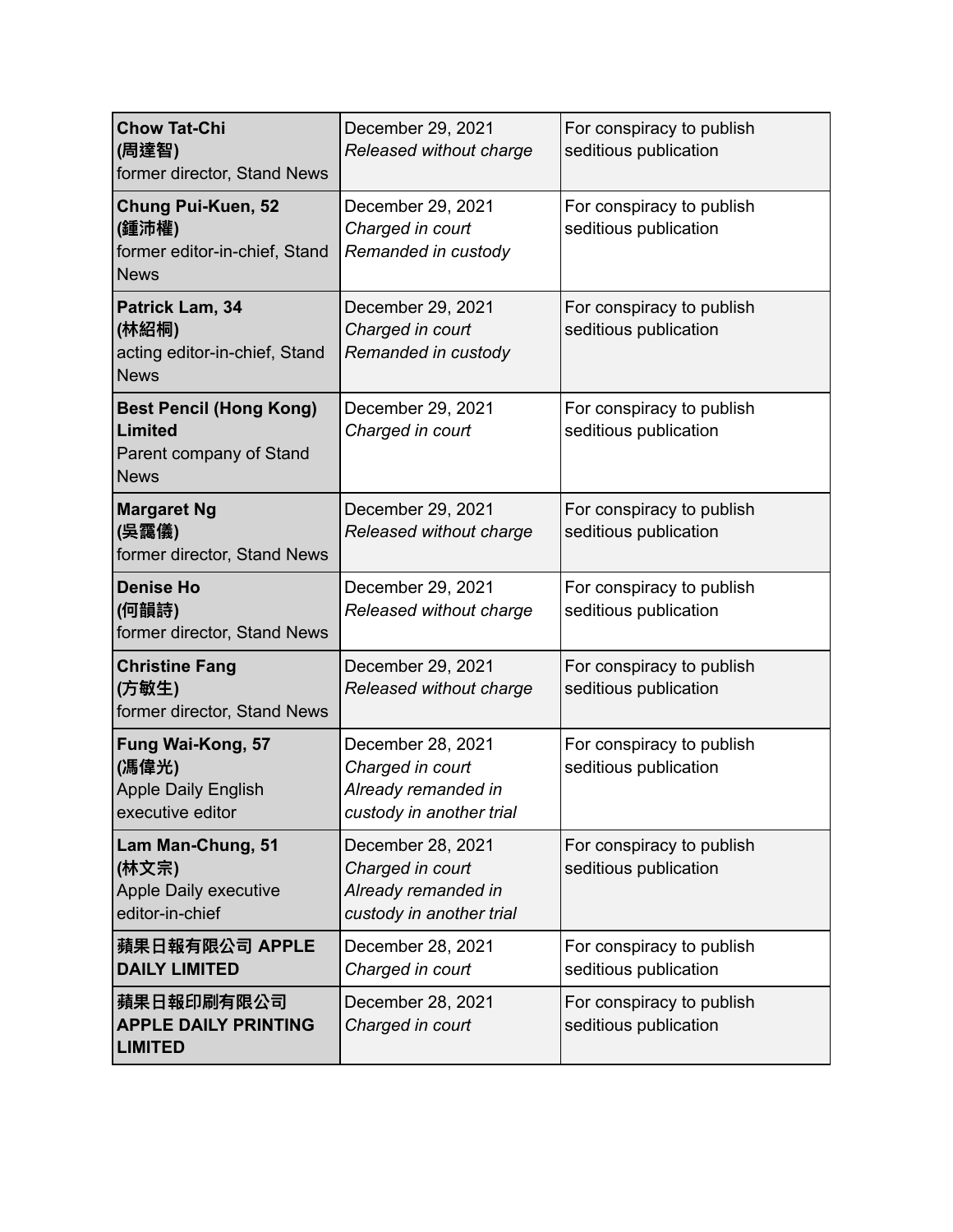| | | |
|---|---|---|
| **Chow Tat-Chi (周達智)** former director, Stand News | December 29, 2021 *Released without charge* | For conspiracy to publish seditious publication |
| **Chung Pui-Kuen, 52 (鍾沛權)** former editor-in-chief, Stand News | December 29, 2021 *Charged in court* *Remanded in custody* | For conspiracy to publish seditious publication |
| **Patrick Lam, 34 (林紹桐)** acting editor-in-chief, Stand News | December 29, 2021 *Charged in court* *Remanded in custody* | For conspiracy to publish seditious publication |
| **Best Pencil (Hong Kong) Limited** Parent company of Stand News | December 29, 2021 *Charged in court* | For conspiracy to publish seditious publication |
| **Margaret Ng (吳靄儀)** former director, Stand News | December 29, 2021 *Released without charge* | For conspiracy to publish seditious publication |
| **Denise Ho (何韻詩)** former director, Stand News | December 29, 2021 *Released without charge* | For conspiracy to publish seditious publication |
| **Christine Fang (方敏生)** former director, Stand News | December 29, 2021 *Released without charge* | For conspiracy to publish seditious publication |
| **Fung Wai-Kong, 57 (馮偉光)** Apple Daily English executive editor | December 28, 2021 *Charged in court* *Already remanded in custody in another trial* | For conspiracy to publish seditious publication |
| **Lam Man-Chung, 51 (林文宗)** Apple Daily executive editor-in-chief | December 28, 2021 *Charged in court* *Already remanded in custody in another trial* | For conspiracy to publish seditious publication |
| **蘋果日報有限公司 APPLE DAILY LIMITED** | December 28, 2021 *Charged in court* | For conspiracy to publish seditious publication |
| **蘋果日報印刷有限公司 APPLE DAILY PRINTING LIMITED** | December 28, 2021 *Charged in court* | For conspiracy to publish seditious publication |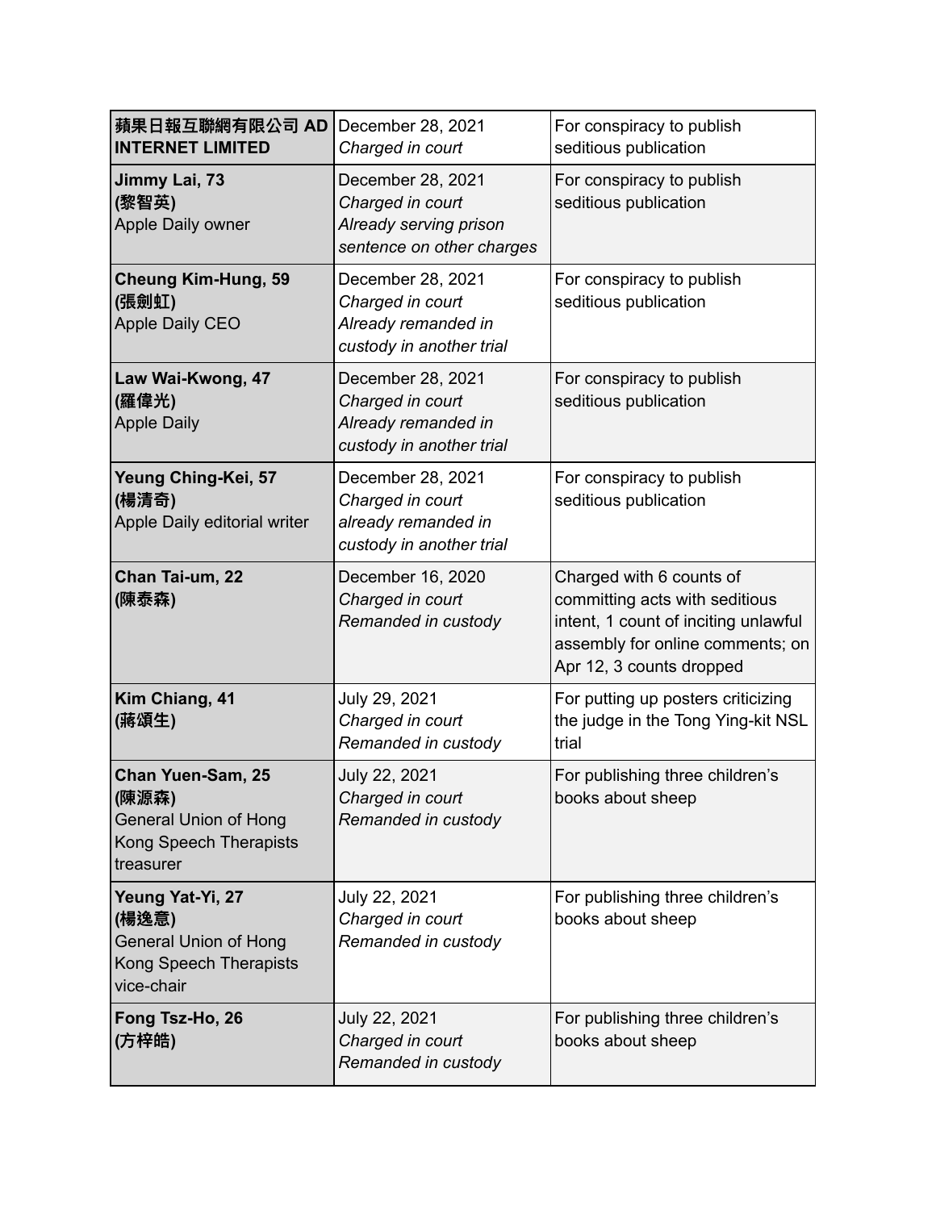| | | |
|---|---|---|
| **蘋果日報互聯網有限公司 AD INTERNET LIMITED** | December 28, 2021<br>*Charged in court* | For conspiracy to publish seditious publication |
| **Jimmy Lai, 73**<br>**(黎智英)**<br>Apple Daily owner | December 28, 2021<br>*Charged in court*<br>*Already serving prison sentence on other charges* | For conspiracy to publish seditious publication |
| **Cheung Kim-Hung, 59**<br>**(張劍虹)**<br>Apple Daily CEO | December 28, 2021<br>*Charged in court*<br>*Already remanded in custody in another trial* | For conspiracy to publish seditious publication |
| **Law Wai-Kwong, 47**<br>**(羅偉光)**<br>Apple Daily | December 28, 2021<br>*Charged in court*<br>*Already remanded in custody in another trial* | For conspiracy to publish seditious publication |
| **Yeung Ching-Kei, 57**<br>**(楊清奇)**<br>Apple Daily editorial writer | December 28, 2021<br>*Charged in court*<br>*already remanded in custody in another trial* | For conspiracy to publish seditious publication |
| **Chan Tai-um, 22**<br>**(陳泰森)** | December 16, 2020<br>*Charged in court*<br>*Remanded in custody* | Charged with 6 counts of committing acts with seditious intent, 1 count of inciting unlawful assembly for online comments; on Apr 12, 3 counts dropped |
| **Kim Chiang, 41**<br>**(蔣頌生)** | July 29, 2021<br>*Charged in court*<br>*Remanded in custody* | For putting up posters criticizing the judge in the Tong Ying-kit NSL trial |
| **Chan Yuen-Sam, 25**<br>**(陳源森)**<br>General Union of Hong Kong Speech Therapists treasurer | July 22, 2021<br>*Charged in court*<br>*Remanded in custody* | For publishing three children's books about sheep |
| **Yeung Yat-Yi, 27**<br>**(楊逸意)**<br>General Union of Hong Kong Speech Therapists vice-chair | July 22, 2021<br>*Charged in court*<br>*Remanded in custody* | For publishing three children's books about sheep |
| **Fong Tsz-Ho, 26**<br>**(方梓皓)** | July 22, 2021<br>*Charged in court*<br>*Remanded in custody* | For publishing three children's books about sheep |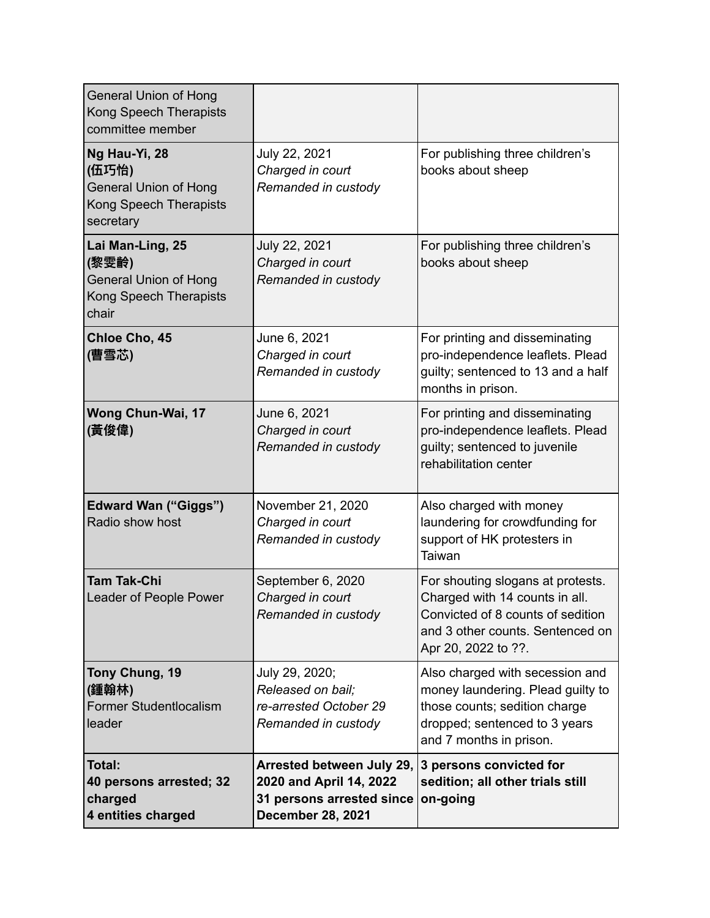| | | |
|---|---|---|
| General Union of Hong Kong Speech Therapists committee member | | |
| **Ng Hau-Yi, 28 (伍巧怡)** General Union of Hong Kong Speech Therapists secretary | July 22, 2021 *Charged in court* *Remanded in custody* | For publishing three children's books about sheep |
| **Lai Man-Ling, 25 (黎雯齡)** General Union of Hong Kong Speech Therapists chair | July 22, 2021 *Charged in court* *Remanded in custody* | For publishing three children's books about sheep |
| **Chloe Cho, 45 (曹雪芯)** | June 6, 2021 *Charged in court* *Remanded in custody* | For printing and disseminating pro-independence leaflets. Plead guilty; sentenced to 13 and a half months in prison. |
| **Wong Chun-Wai, 17 (黃俊偉)** | June 6, 2021 *Charged in court* *Remanded in custody* | For printing and disseminating pro-independence leaflets. Plead guilty; sentenced to juvenile rehabilitation center |
| **Edward Wan ("Giggs")** Radio show host | November 21, 2020 *Charged in court* *Remanded in custody* | Also charged with money laundering for crowdfunding for support of HK protesters in Taiwan |
| **Tam Tak-Chi** Leader of People Power | September 6, 2020 *Charged in court* *Remanded in custody* | For shouting slogans at protests. Charged with 14 counts in all. Convicted of 8 counts of sedition and 3 other counts. Sentenced on Apr 20, 2022 to ??. |
| **Tony Chung, 19 (鍾翰林)** Former Studentlocalism leader | July 29, 2020; *Released on bail;* *re-arrested October 29* *Remanded in custody* | Also charged with secession and money laundering. Plead guilty to those counts; sedition charge dropped; sentenced to 3 years and 7 months in prison. |
| **Total: 40 persons arrested; 32 charged 4 entities charged** | **Arrested between July 29, 2020 and April 14, 2022 31 persons arrested since December 28, 2021** | **3 persons convicted for sedition; all other trials still on-going** |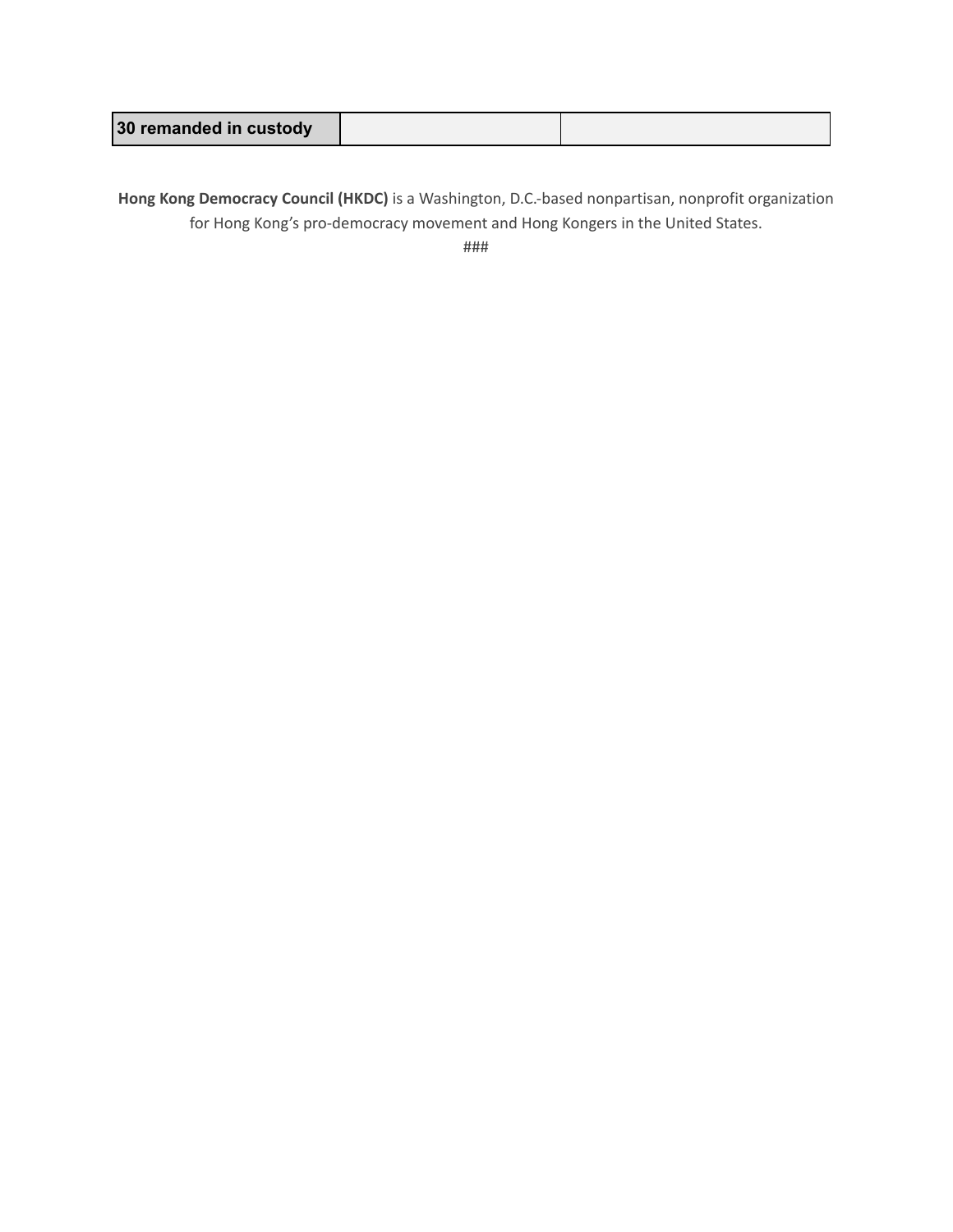| | | |
|---|---|---|
| **30 remanded in custody** | | |

**Hong Kong Democracy Council (HKDC)** is a Washington, D.C.-based nonpartisan, nonprofit organization for Hong Kong's pro-democracy movement and Hong Kongers in the United States.

###